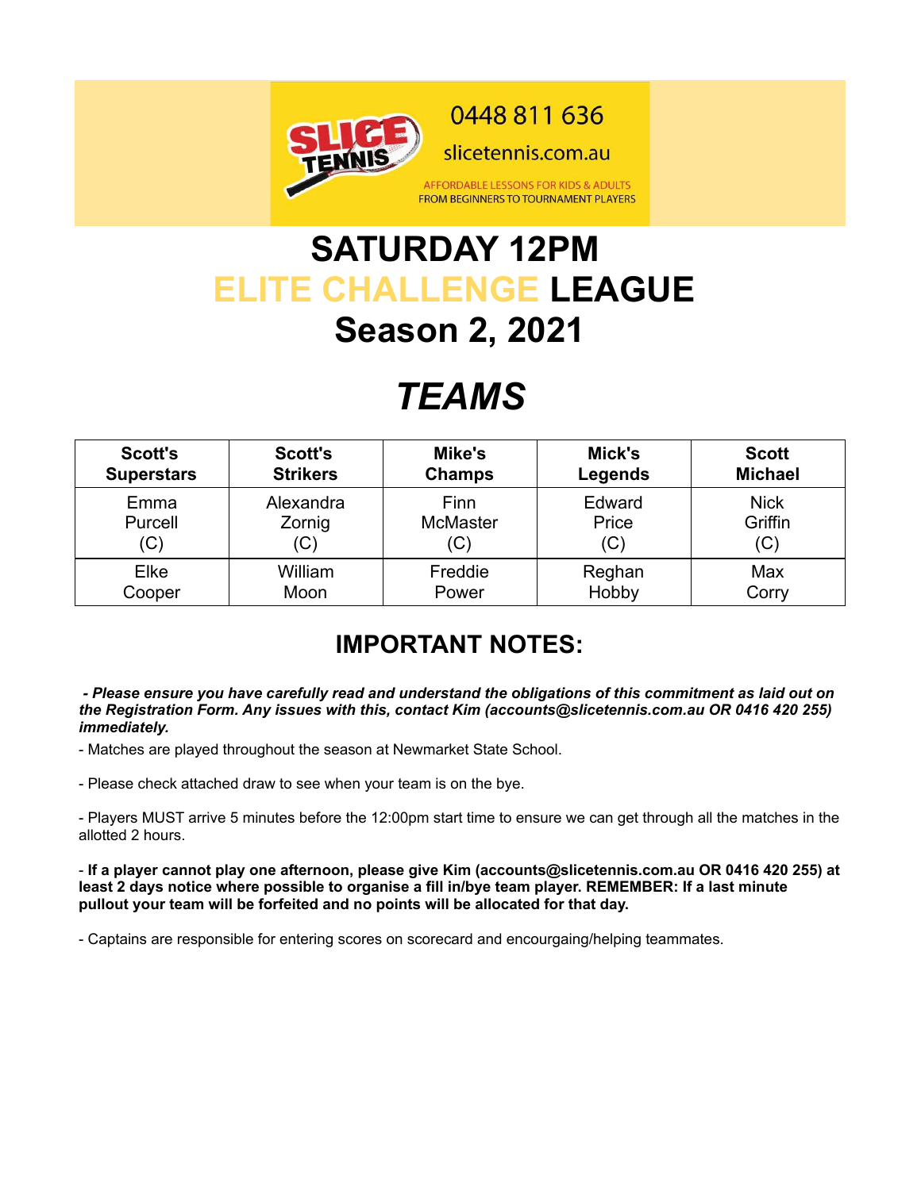SLICE TENNIS

0448 811 636

slicetennis.com.au

AFFORDABLE LESSONS FOR KIDS & ADULTS
FROM BEGINNERS TO TOURNAMENT PLAYERS

# SATURDAY 12PM
# ELITE CHALLENGE LEAGUE
# Season 2, 2021

# *TEAMS*

| Scott's Superstars | Scott's Strikers | Mike's Champs | Mick's Legends | Scott Michael |
|---|---|---|---|---|
| Emma Purcell (C) | Alexandra Zornig (C) | Finn McMaster (C) | Edward Price (C) | Nick Griffin (C) |
| Elke Cooper | William Moon | Freddie Power | Reghan Hobby | Max Corry |

## IMPORTANT NOTES:

***- Please ensure you have carefully read and understand the obligations of this commitment as laid out on the Registration Form. Any issues with this, contact Kim (accounts@slicetennis.com.au OR 0416 420 255) immediately.***

- Matches are played throughout the season at Newmarket State School.

- Please check attached draw to see when your team is on the bye.

- Players MUST arrive 5 minutes before the 12:00pm start time to ensure we can get through all the matches in the allotted 2 hours.

- **If a player cannot play one afternoon, please give Kim (accounts@slicetennis.com.au OR 0416 420 255) at least 2 days notice where possible to organise a fill in/bye team player. REMEMBER: If a last minute pullout your team will be forfeited and no points will be allocated for that day.**

- Captains are responsible for entering scores on scorecard and encourgaing/helping teammates.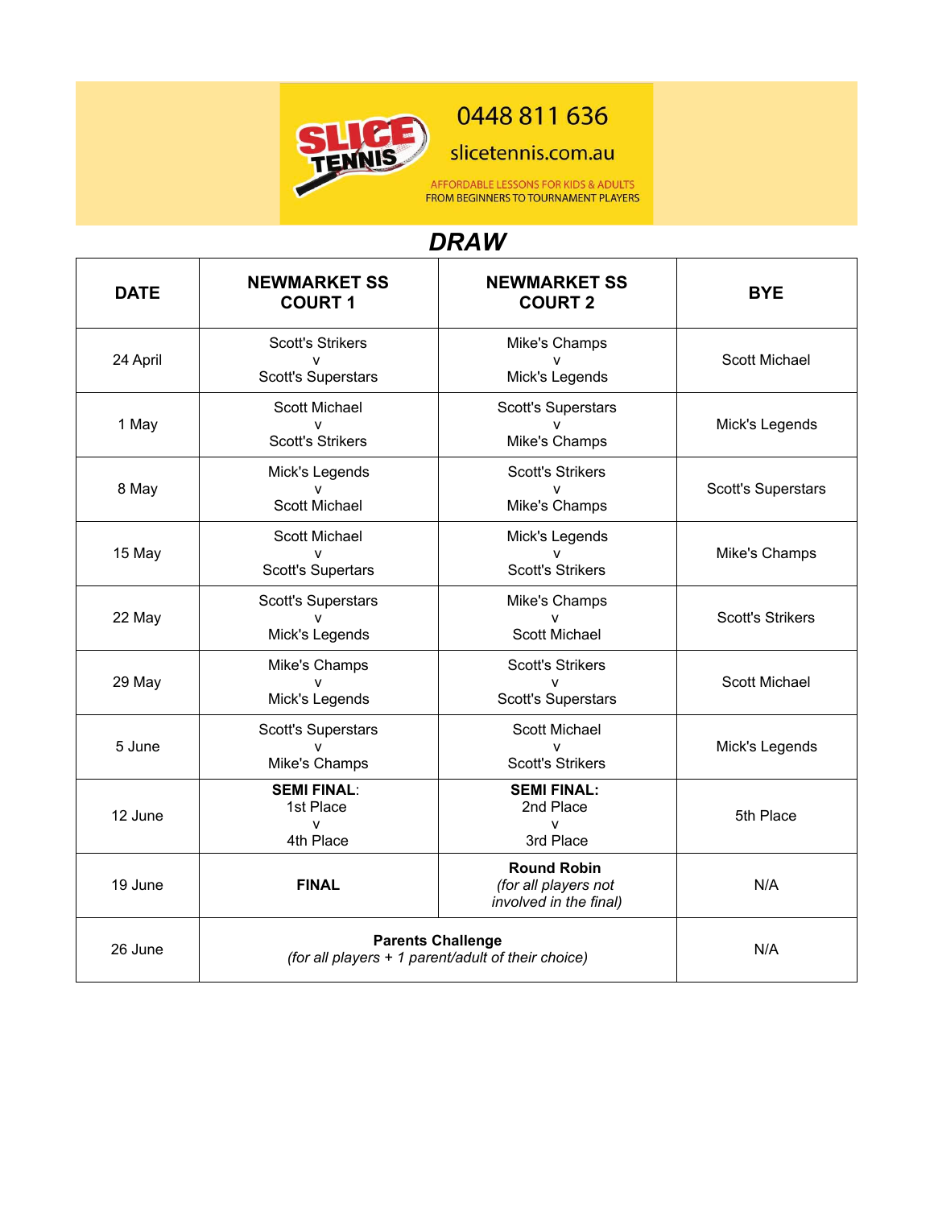SLICE TENNIS

0448 811 636

slicetennis.com.au

AFFORDABLE LESSONS FOR KIDS & ADULTS
FROM BEGINNERS TO TOURNAMENT PLAYERS

## *DRAW*

| DATE | NEWMARKET SS COURT 1 | NEWMARKET SS COURT 2 | BYE |
|---|---|---|---|
| 24 April | Scott's Strikers v Scott's Superstars | Mike's Champs v Mick's Legends | Scott Michael |
| 1 May | Scott Michael v Scott's Strikers | Scott's Superstars v Mike's Champs | Mick's Legends |
| 8 May | Mick's Legends v Scott Michael | Scott's Strikers v Mike's Champs | Scott's Superstars |
| 15 May | Scott Michael v Scott's Supertars | Mick's Legends v Scott's Strikers | Mike's Champs |
| 22 May | Scott's Superstars v Mick's Legends | Mike's Champs v Scott Michael | Scott's Strikers |
| 29 May | Mike's Champs v Mick's Legends | Scott's Strikers v Scott's Superstars | Scott Michael |
| 5 June | Scott's Superstars v Mike's Champs | Scott Michael v Scott's Strikers | Mick's Legends |
| 12 June | **SEMI FINAL**: 1st Place v 4th Place | **SEMI FINAL:** 2nd Place v 3rd Place | 5th Place |
| 19 June | **FINAL** | **Round Robin** *(for all players not involved in the final)* | N/A |
| 26 June | **Parents Challenge** *(for all players + 1 parent/adult of their choice)* | | N/A |